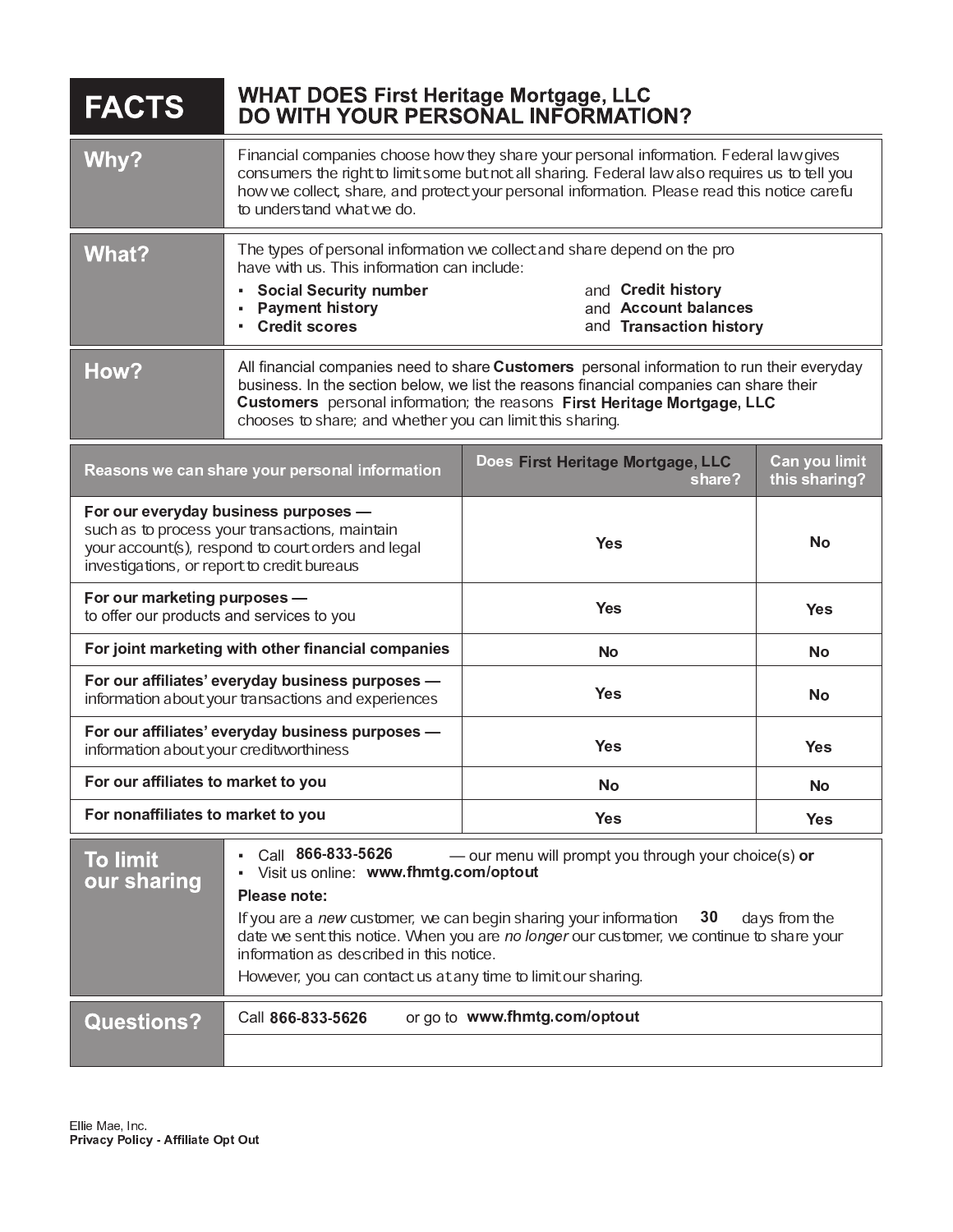# FACTS — WHAT DOES First Heritage Mortgage, LLC DO WITH YOUR PERSONAL INFORMATION?

| | |
|---|---|
| **Why?** | Financial companies choose how they share your personal information. Federal law gives consumers the right to limit some but not all sharing. Federal law also requires us to tell you how we collect, share, and protect your personal information. Please read this notice carefu to understand what we do. |
| **What?** | The types of personal information we collect and share depend on the pro have with us. This information can include:<br>▪ **Social Security number** and **Credit history**<br>▪ **Payment history** and **Account balances**<br>▪ **Credit scores** and **Transaction history** |
| **How?** | All financial companies need to share **Customers** personal information to run their everyday business. In the section below, we list the reasons financial companies can share their **Customers** personal information; the reasons **First Heritage Mortgage, LLC** chooses to share; and whether you can limit this sharing. |

| Reasons we can share your personal information | Does First Heritage Mortgage, LLC share? | Can you limit this sharing? |
|---|---|---|
| **For our everyday business purposes —** such as to process your transactions, maintain your account(s), respond to court orders and legal investigations, or report to credit bureaus | Yes | No |
| **For our marketing purposes —** to offer our products and services to you | Yes | Yes |
| **For joint marketing with other financial companies** | No | No |
| **For our affiliates' everyday business purposes —** information about your transactions and experiences | Yes | No |
| **For our affiliates' everyday business purposes —** information about your creditworthiness | Yes | Yes |
| **For our affiliates to market to you** | No | No |
| **For nonaffiliates to market to you** | Yes | Yes |

| | |
|---|---|
| **To limit our sharing** | ▪ Call **866-833-5626** — our menu will prompt you through your choice(s) **or**<br>▪ Visit us online: **www.fhmtg.com/optout**<br>**Please note:**<br>If you are a *new* customer, we can begin sharing your information **30** days from the date we sent this notice. When you are *no longer* our customer, we continue to share your information as described in this notice.<br>However, you can contact us at any time to limit our sharing. |
| **Questions?** | Call **866-833-5626** or go to **www.fhmtg.com/optout** |

Ellie Mae, Inc.
**Privacy Policy - Affiliate Opt Out**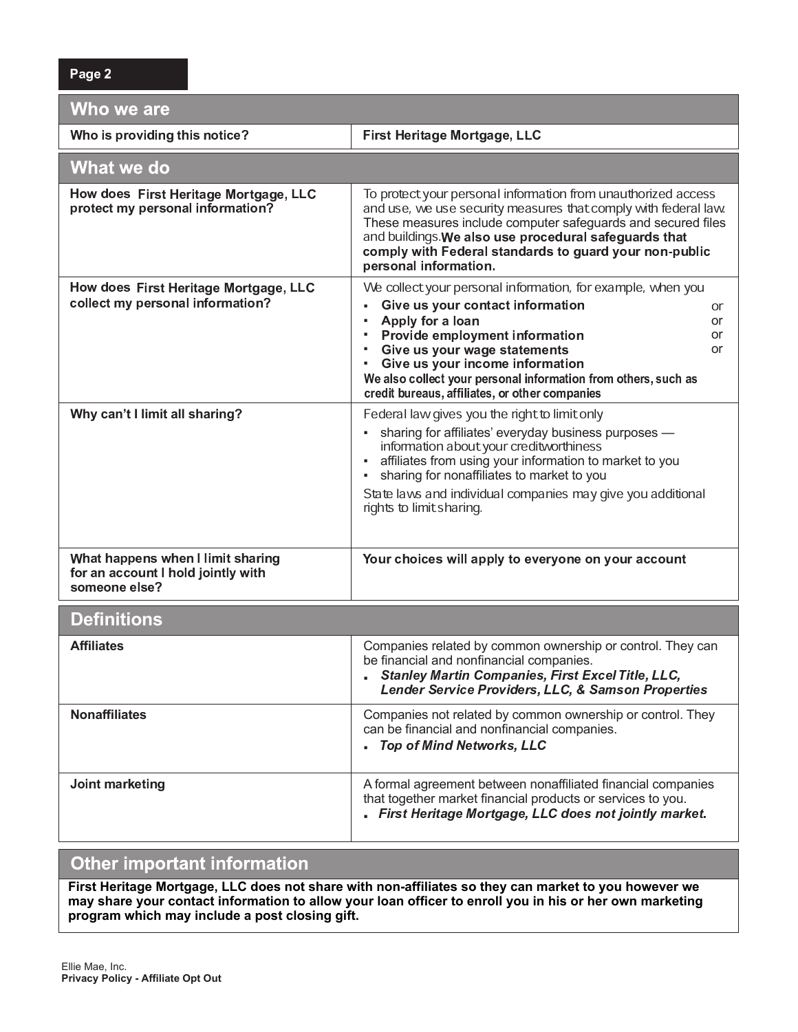| Who we are | |
|---|---|
| **Who is providing this notice?** | **First Heritage Mortgage, LLC** |

| What we do | |
|---|---|
| **How does First Heritage Mortgage, LLC protect my personal information?** | To protect your personal information from unauthorized access and use, we use security measures that comply with federal law. These measures include computer safeguards and secured files and buildings. **We also use procedural safeguards that comply with Federal standards to guard your non-public personal information.** |
| **How does First Heritage Mortgage, LLC collect my personal information?** | We collect your personal information, for example, when you<br>▪ **Give us your contact information** or<br>▪ **Apply for a loan** or<br>▪ **Provide employment information** or<br>▪ **Give us your wage statements** or<br>▪ **Give us your income information**<br>**We also collect your personal information from others, such as credit bureaus, affiliates, or other companies** |
| **Why can't I limit all sharing?** | Federal law gives you the right to limit only<br>▪ sharing for affiliates' everyday business purposes — information about your creditworthiness<br>▪ affiliates from using your information to market to you<br>▪ sharing for nonaffiliates to market to you<br>State laws and individual companies may give you additional rights to limit sharing. |
| **What happens when I limit sharing for an account I hold jointly with someone else?** | **Your choices will apply to everyone on your account** |

| Definitions | |
|---|---|
| **Affiliates** | Companies related by common ownership or control. They can be financial and nonfinancial companies.<br>▪ ***Stanley Martin Companies, First Excel Title, LLC, Lender Service Providers, LLC, & Samson Properties*** |
| **Nonaffiliates** | Companies not related by common ownership or control. They can be financial and nonfinancial companies.<br>▪ ***Top of Mind Networks, LLC*** |
| **Joint marketing** | A formal agreement between nonaffiliated financial companies that together market financial products or services to you.<br>▪ ***First Heritage Mortgage, LLC does not jointly market.*** |

## Other important information

**First Heritage Mortgage, LLC does not share with non-affiliates so they can market to you however we may share your contact information to allow your loan officer to enroll you in his or her own marketing program which may include a post closing gift.**

Ellie Mae, Inc.
**Privacy Policy - Affiliate Opt Out**